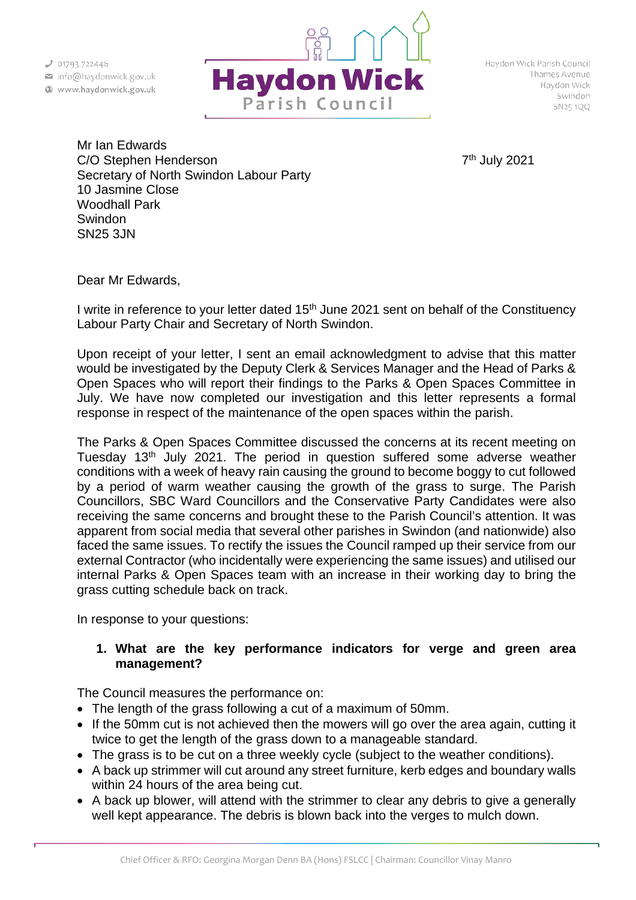01793 722446
info@haydonwick.gov.uk
www.haydonwick.gov.uk

**Haydon Wick**
Parish Council

Haydon Wick Parish Council
Thames Avenue
Haydon Wick
Swindon
SN25 1QQ

Mr Ian Edwards
C/O Stephen Henderson
Secretary of North Swindon Labour Party
10 Jasmine Close
Woodhall Park
Swindon
SN25 3JN

7th July 2021

Dear Mr Edwards,

I write in reference to your letter dated 15th June 2021 sent on behalf of the Constituency Labour Party Chair and Secretary of North Swindon.

Upon receipt of your letter, I sent an email acknowledgment to advise that this matter would be investigated by the Deputy Clerk & Services Manager and the Head of Parks & Open Spaces who will report their findings to the Parks & Open Spaces Committee in July. We have now completed our investigation and this letter represents a formal response in respect of the maintenance of the open spaces within the parish.

The Parks & Open Spaces Committee discussed the concerns at its recent meeting on Tuesday 13th July 2021. The period in question suffered some adverse weather conditions with a week of heavy rain causing the ground to become boggy to cut followed by a period of warm weather causing the growth of the grass to surge. The Parish Councillors, SBC Ward Councillors and the Conservative Party Candidates were also receiving the same concerns and brought these to the Parish Council's attention. It was apparent from social media that several other parishes in Swindon (and nationwide) also faced the same issues. To rectify the issues the Council ramped up their service from our external Contractor (who incidentally were experiencing the same issues) and utilised our internal Parks & Open Spaces team with an increase in their working day to bring the grass cutting schedule back on track.

In response to your questions:

1. **What are the key performance indicators for verge and green area management?**

The Council measures the performance on:

- The length of the grass following a cut of a maximum of 50mm.
- If the 50mm cut is not achieved then the mowers will go over the area again, cutting it twice to get the length of the grass down to a manageable standard.
- The grass is to be cut on a three weekly cycle (subject to the weather conditions).
- A back up strimmer will cut around any street furniture, kerb edges and boundary walls within 24 hours of the area being cut.
- A back up blower, will attend with the strimmer to clear any debris to give a generally well kept appearance. The debris is blown back into the verges to mulch down.

Chief Officer & RFO: Georgina Morgan Denn BA (Hons) FSLCC | Chairman: Councillor Vinay Manro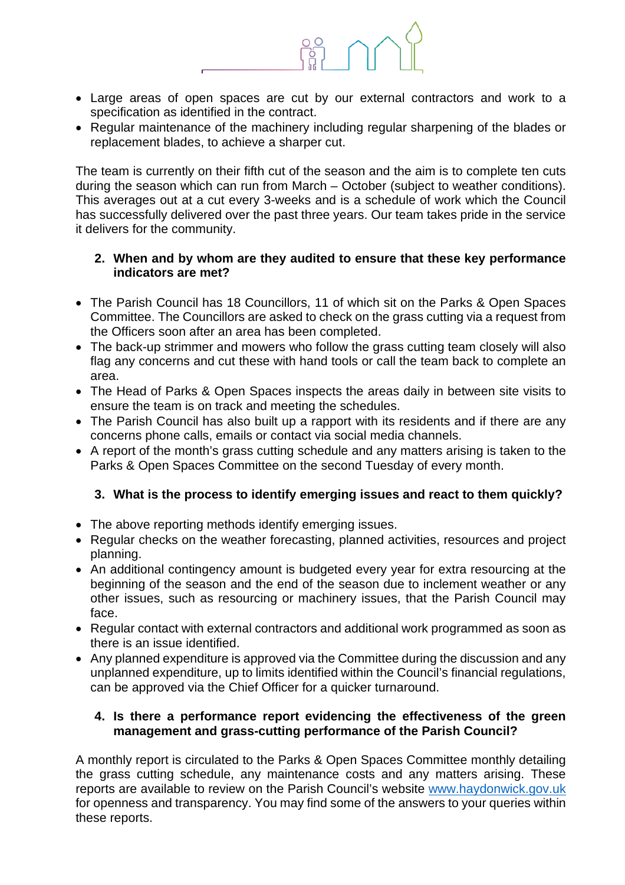- Large areas of open spaces are cut by our external contractors and work to a specification as identified in the contract.
- Regular maintenance of the machinery including regular sharpening of the blades or replacement blades, to achieve a sharper cut.

The team is currently on their fifth cut of the season and the aim is to complete ten cuts during the season which can run from March – October (subject to weather conditions). This averages out at a cut every 3-weeks and is a schedule of work which the Council has successfully delivered over the past three years. Our team takes pride in the service it delivers for the community.

2. **When and by whom are they audited to ensure that these key performance indicators are met?**

- The Parish Council has 18 Councillors, 11 of which sit on the Parks & Open Spaces Committee. The Councillors are asked to check on the grass cutting via a request from the Officers soon after an area has been completed.
- The back-up strimmer and mowers who follow the grass cutting team closely will also flag any concerns and cut these with hand tools or call the team back to complete an area.
- The Head of Parks & Open Spaces inspects the areas daily in between site visits to ensure the team is on track and meeting the schedules.
- The Parish Council has also built up a rapport with its residents and if there are any concerns phone calls, emails or contact via social media channels.
- A report of the month's grass cutting schedule and any matters arising is taken to the Parks & Open Spaces Committee on the second Tuesday of every month.

3. **What is the process to identify emerging issues and react to them quickly?**

- The above reporting methods identify emerging issues.
- Regular checks on the weather forecasting, planned activities, resources and project planning.
- An additional contingency amount is budgeted every year for extra resourcing at the beginning of the season and the end of the season due to inclement weather or any other issues, such as resourcing or machinery issues, that the Parish Council may face.
- Regular contact with external contractors and additional work programmed as soon as there is an issue identified.
- Any planned expenditure is approved via the Committee during the discussion and any unplanned expenditure, up to limits identified within the Council's financial regulations, can be approved via the Chief Officer for a quicker turnaround.

4. **Is there a performance report evidencing the effectiveness of the green management and grass-cutting performance of the Parish Council?**

A monthly report is circulated to the Parks & Open Spaces Committee monthly detailing the grass cutting schedule, any maintenance costs and any matters arising. These reports are available to review on the Parish Council's website [www.haydonwick.gov.uk](http://www.haydonwick.gov.uk) for openness and transparency. You may find some of the answers to your queries within these reports.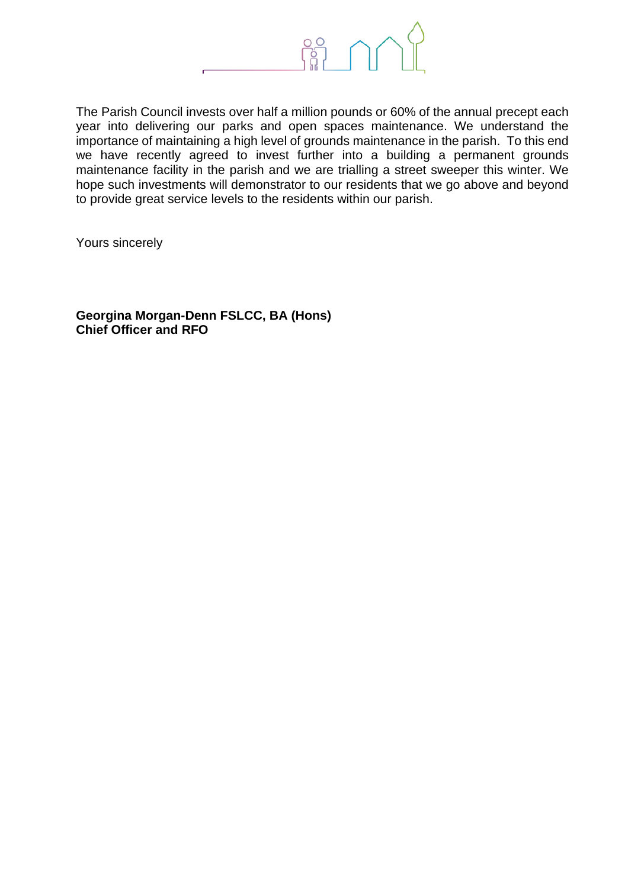The Parish Council invests over half a million pounds or 60% of the annual precept each year into delivering our parks and open spaces maintenance. We understand the importance of maintaining a high level of grounds maintenance in the parish. To this end we have recently agreed to invest further into a building a permanent grounds maintenance facility in the parish and we are trialling a street sweeper this winter. We hope such investments will demonstrator to our residents that we go above and beyond to provide great service levels to the residents within our parish.

Yours sincerely

**Georgina Morgan-Denn FSLCC, BA (Hons)**
**Chief Officer and RFO**